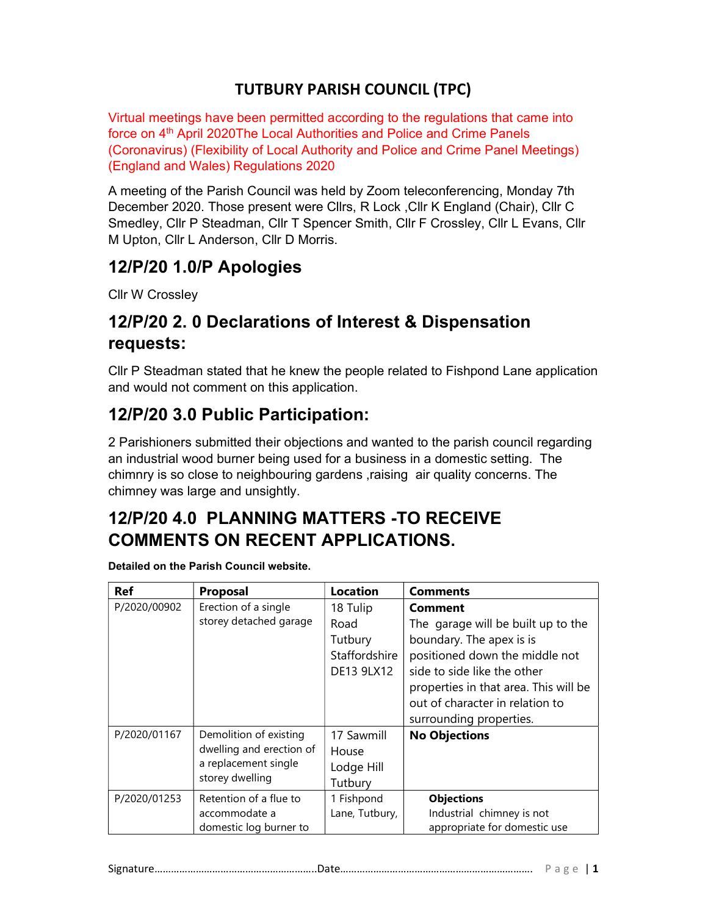# TUTBURY PARISH COUNCIL (TPC)

Virtual meetings have been permitted according to the regulations that came into force on 4th April 2020The Local Authorities and Police and Crime Panels (Coronavirus) (Flexibility of Local Authority and Police and Crime Panel Meetings) (England and Wales) Regulations 2020

A meeting of the Parish Council was held by Zoom teleconferencing, Monday 7th December 2020. Those present were Cllrs, R Lock ,Cllr K England (Chair), Cllr C Smedley, Cllr P Steadman, Cllr T Spencer Smith, Cllr F Crossley, Cllr L Evans, Cllr M Upton, Cllr L Anderson, Cllr D Morris.

## 12/P/20 1.0/P Apologies

Cllr W Crossley

## 12/P/20 2. 0 Declarations of Interest & Dispensation requests:

Cllr P Steadman stated that he knew the people related to Fishpond Lane application and would not comment on this application.

## 12/P/20 3.0 Public Participation:

2 Parishioners submitted their objections and wanted to the parish council regarding an industrial wood burner being used for a business in a domestic setting. The chimnry is so close to neighbouring gardens ,raising air quality concerns. The chimney was large and unsightly.

## 12/P/20 4.0 PLANNING MATTERS -TO RECEIVE COMMENTS ON RECENT APPLICATIONS.

**Detailed on the Parish Council website.**

| Ref | Proposal | Location | Comments |
|---|---|---|---|
| P/2020/00902 | Erection of a single storey detached garage | 18 Tulip Road Tutbury Staffordshire DE13 9LX12 | **Comment** The garage will be built up to the boundary. The apex is is positioned down the middle not side to side like the other properties in that area. This will be out of character in relation to surrounding properties. |
| P/2020/01167 | Demolition of existing dwelling and erection of a replacement single storey dwelling | 17 Sawmill House Lodge Hill Tutbury | **No Objections** |
| P/2020/01253 | Retention of a flue to accommodate a domestic log burner to | 1 Fishpond Lane, Tutbury, | **Objections** Industrial chimney is not appropriate for domestic use |

Signature………………………………………………….Date…………………………………………………………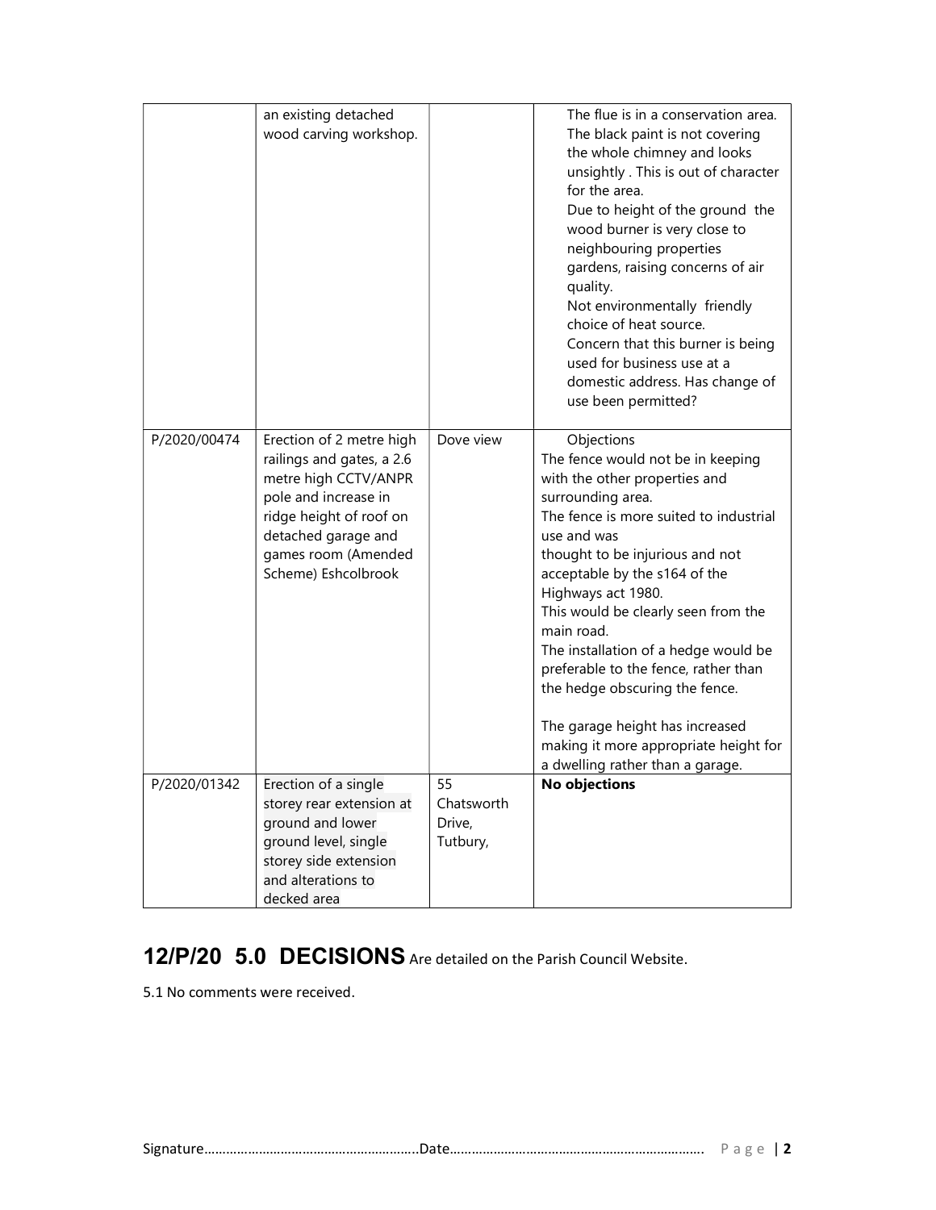| | | | |
|---|---|---|---|
| | an existing detached wood carving workshop. | | The flue is in a conservation area. The black paint is not covering the whole chimney and looks unsightly . This is out of character for the area.<br>Due to height of the ground the wood burner is very close to neighbouring properties gardens, raising concerns of air quality.<br>Not environmentally friendly choice of heat source.<br>Concern that this burner is being used for business use at a domestic address. Has change of use been permitted? |
| P/2020/00474 | Erection of 2 metre high railings and gates, a 2.6 metre high CCTV/ANPR pole and increase in ridge height of roof on detached garage and games room (Amended Scheme) Eshcolbrook | Dove view | Objections<br>The fence would not be in keeping with the other properties and surrounding area.<br>The fence is more suited to industrial use and was thought to be injurious and not acceptable by the s164 of the Highways act 1980.<br>This would be clearly seen from the main road.<br>The installation of a hedge would be preferable to the fence, rather than the hedge obscuring the fence.<br><br>The garage height has increased making it more appropriate height for a dwelling rather than a garage. |
| P/2020/01342 | Erection of a single storey rear extension at ground and lower ground level, single storey side extension and alterations to decked area | 55 Chatsworth Drive, Tutbury, | **No objections** |

## 12/P/20 5.0 DECISIONS Are detailed on the Parish Council Website.

5.1 No comments were received.

Signature…………………………………………………..Date…………………………………………………………….